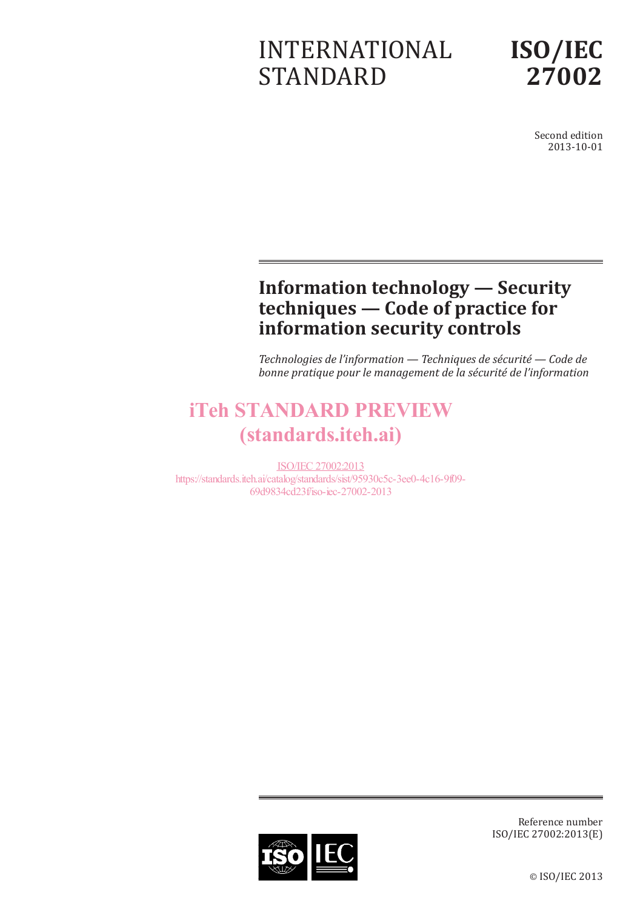INTERNATIONAL STANDARD

**ISO/IEC 27002**

Second edition
2013-10-01

# Information technology — Security techniques — Code of practice for information security controls

*Technologies de l'information — Techniques de sécurité — Code de bonne pratique pour le management de la sécurité de l'information*

iTeh STANDARD PREVIEW
(standards.iteh.ai)

ISO/IEC 27002:2013
https://standards.iteh.ai/catalog/standards/sist/95930c5c-3ee0-4c16-9f09-69d9834cd23f/iso-iec-27002-2013

Reference number
ISO/IEC 27002:2013(E)

© ISO/IEC 2013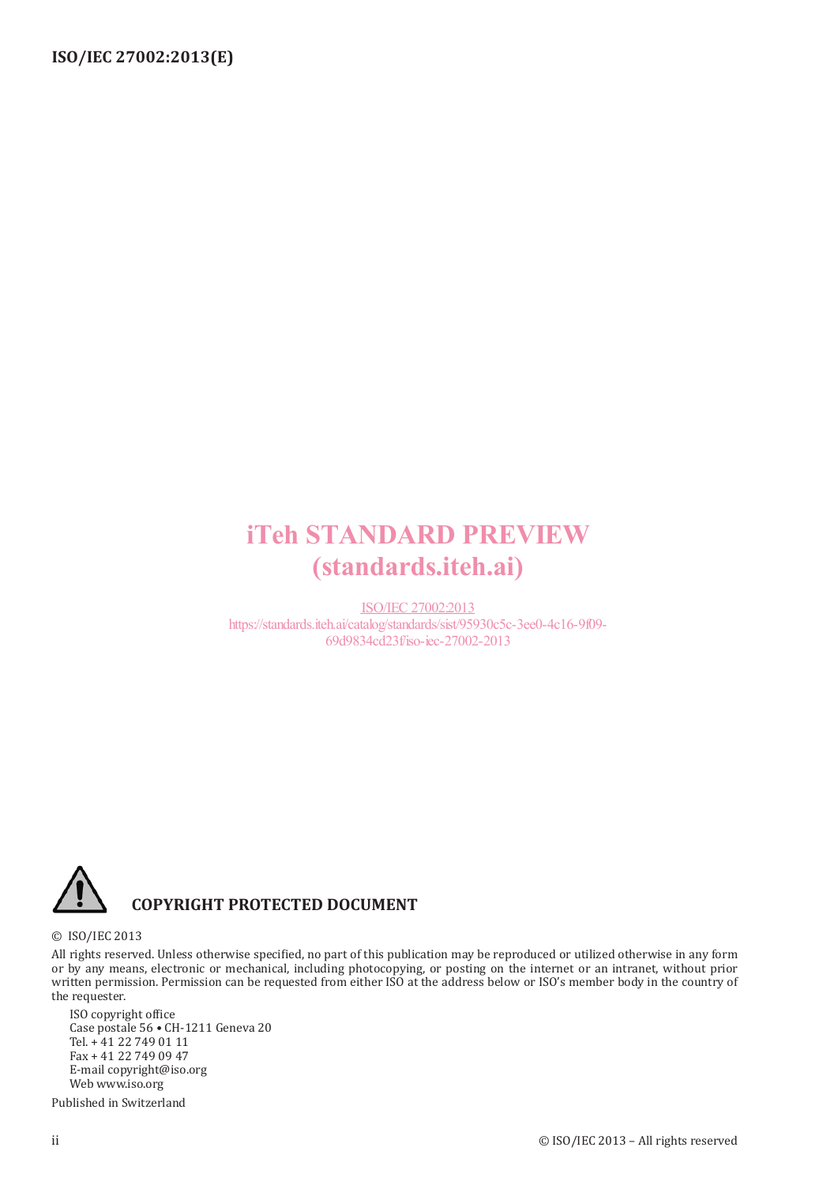iTeh STANDARD PREVIEW
(standards.iteh.ai)

ISO/IEC 27002:2013
https://standards.iteh.ai/catalog/standards/sist/95930c5c-3ee0-4c16-9f09-69d9834cd23f/iso-iec-27002-2013

**COPYRIGHT PROTECTED DOCUMENT**

© ISO/IEC 2013

All rights reserved. Unless otherwise specified, no part of this publication may be reproduced or utilized otherwise in any form or by any means, electronic or mechanical, including photocopying, or posting on the internet or an intranet, without prior written permission. Permission can be requested from either ISO at the address below or ISO's member body in the country of the requester.

ISO copyright office
Case postale 56 • CH-1211 Geneva 20
Tel. + 41 22 749 01 11
Fax + 41 22 749 09 47
E-mail copyright@iso.org
Web www.iso.org

Published in Switzerland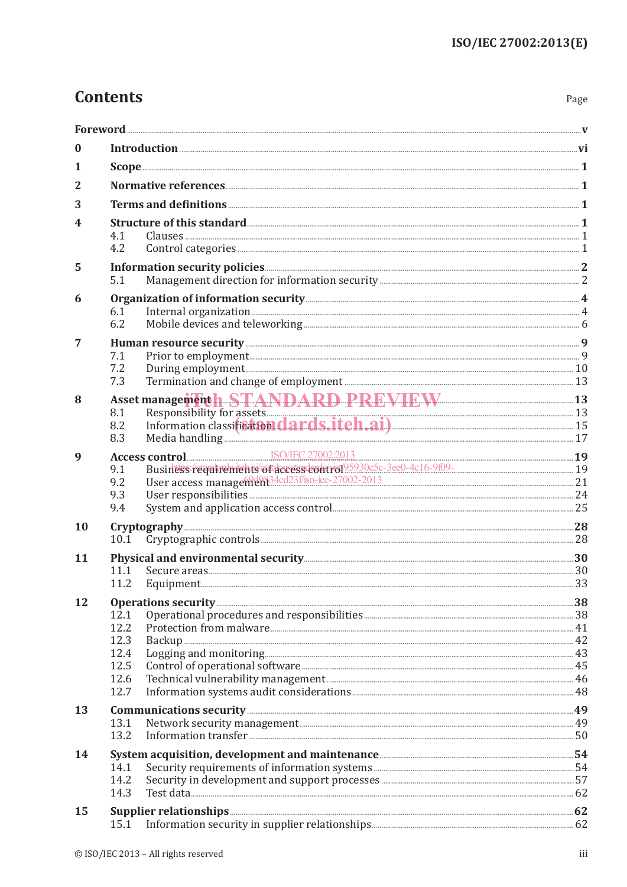# Contents

Page

**Foreword** ..... v

**0 Introduction** ..... vi

**1 Scope** ..... 1

**2 Normative references** ..... 1

**3 Terms and definitions** ..... 1

**4 Structure of this standard** ..... 1
- 4.1 Clauses ..... 1
- 4.2 Control categories ..... 1

**5 Information security policies** ..... 2
- 5.1 Management direction for information security ..... 2

**6 Organization of information security** ..... 4
- 6.1 Internal organization ..... 4
- 6.2 Mobile devices and teleworking ..... 6

**7 Human resource security** ..... 9
- 7.1 Prior to employment ..... 9
- 7.2 During employment ..... 10
- 7.3 Termination and change of employment ..... 13

**8 Asset management** ..... 13
- 8.1 Responsibility for assets ..... 13
- 8.2 Information classification ..... 15
- 8.3 Media handling ..... 17

**9 Access control** ..... 19
- 9.1 Business requirements of access control ..... 19
- 9.2 User access management ..... 21
- 9.3 User responsibilities ..... 24
- 9.4 System and application access control ..... 25

**10 Cryptography** ..... 28
- 10.1 Cryptographic controls ..... 28

**11 Physical and environmental security** ..... 30
- 11.1 Secure areas ..... 30
- 11.2 Equipment ..... 33

**12 Operations security** ..... 38
- 12.1 Operational procedures and responsibilities ..... 38
- 12.2 Protection from malware ..... 41
- 12.3 Backup ..... 42
- 12.4 Logging and monitoring ..... 43
- 12.5 Control of operational software ..... 45
- 12.6 Technical vulnerability management ..... 46
- 12.7 Information systems audit considerations ..... 48

**13 Communications security** ..... 49
- 13.1 Network security management ..... 49
- 13.2 Information transfer ..... 50

**14 System acquisition, development and maintenance** ..... 54
- 14.1 Security requirements of information systems ..... 54
- 14.2 Security in development and support processes ..... 57
- 14.3 Test data ..... 62

**15 Supplier relationships** ..... 62
- 15.1 Information security in supplier relationships ..... 62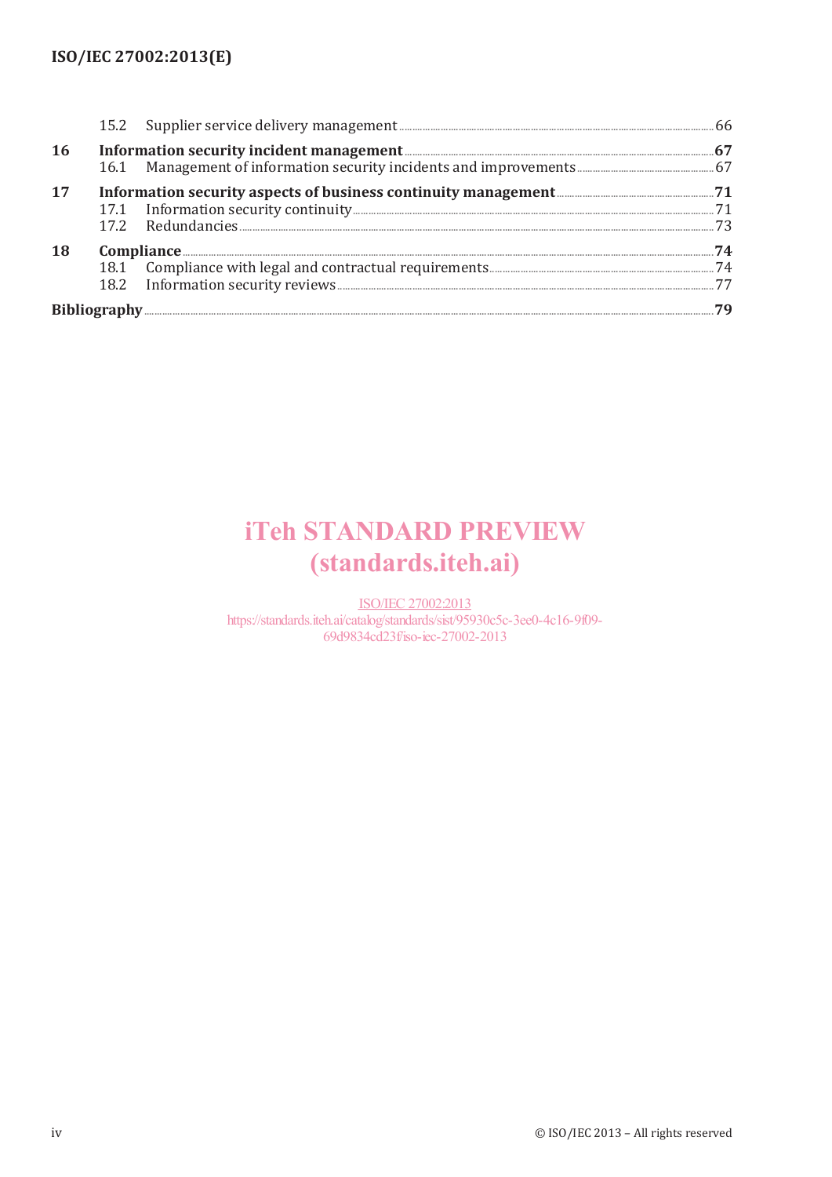| | | |
|---|---|---|
| | 15.2 Supplier service delivery management | 66 |
| **16** | **Information security incident management** | **67** |
| | 16.1 Management of information security incidents and improvements | 67 |
| **17** | **Information security aspects of business continuity management** | **71** |
| | 17.1 Information security continuity | 71 |
| | 17.2 Redundancies | 73 |
| **18** | **Compliance** | **74** |
| | 18.1 Compliance with legal and contractual requirements | 74 |
| | 18.2 Information security reviews | 77 |
| **Bibliography** | | **79** |

iTeh STANDARD PREVIEW
(standards.iteh.ai)

ISO/IEC 27002:2013
https://standards.iteh.ai/catalog/standards/sist/95930c5c-3ee0-4c16-9f09-69d9834cd23f/iso-iec-27002-2013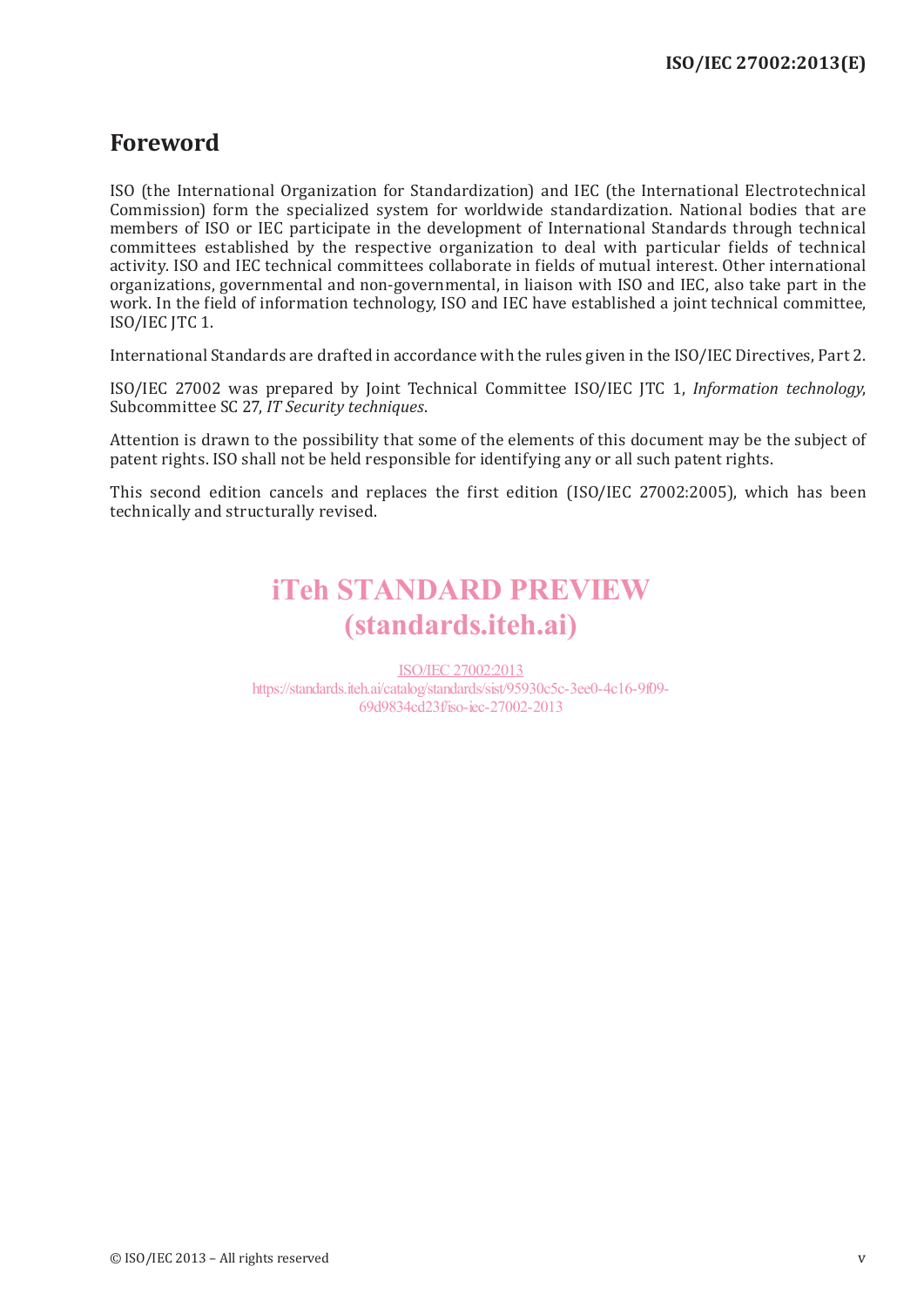# Foreword

ISO (the International Organization for Standardization) and IEC (the International Electrotechnical Commission) form the specialized system for worldwide standardization. National bodies that are members of ISO or IEC participate in the development of International Standards through technical committees established by the respective organization to deal with particular fields of technical activity. ISO and IEC technical committees collaborate in fields of mutual interest. Other international organizations, governmental and non-governmental, in liaison with ISO and IEC, also take part in the work. In the field of information technology, ISO and IEC have established a joint technical committee, ISO/IEC JTC 1.

International Standards are drafted in accordance with the rules given in the ISO/IEC Directives, Part 2.

ISO/IEC 27002 was prepared by Joint Technical Committee ISO/IEC JTC 1, *Information technology*, Subcommittee SC 27, *IT Security techniques*.

Attention is drawn to the possibility that some of the elements of this document may be the subject of patent rights. ISO shall not be held responsible for identifying any or all such patent rights.

This second edition cancels and replaces the first edition (ISO/IEC 27002:2005), which has been technically and structurally revised.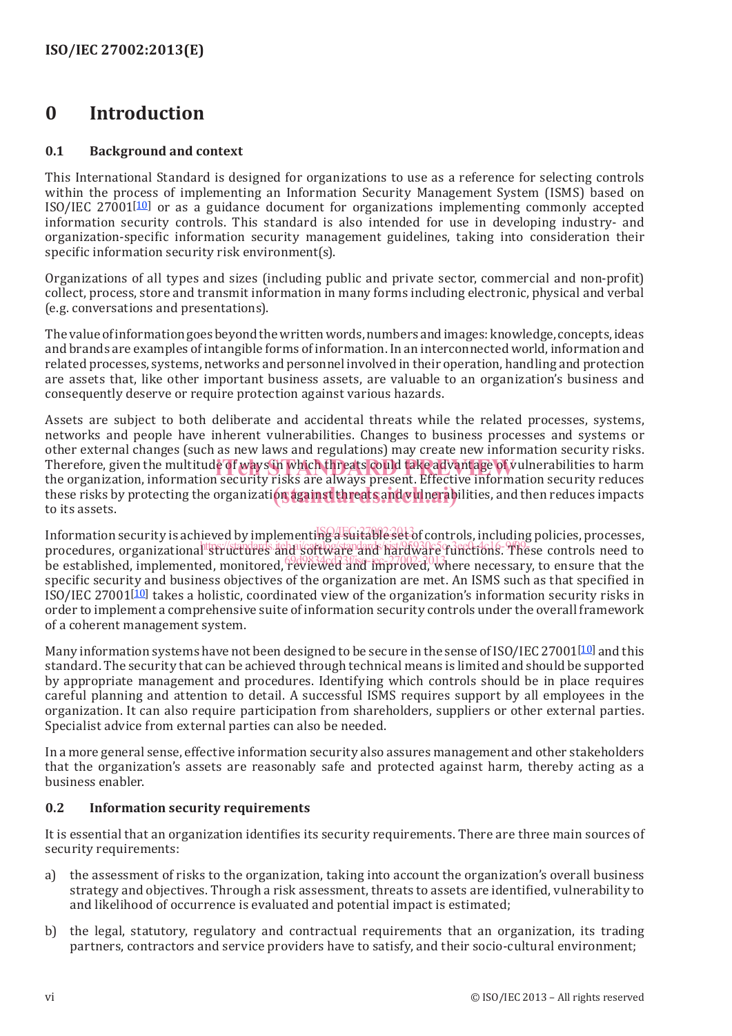# 0 Introduction

## 0.1 Background and context

This International Standard is designed for organizations to use as a reference for selecting controls within the process of implementing an Information Security Management System (ISMS) based on ISO/IEC 27001[10] or as a guidance document for organizations implementing commonly accepted information security controls. This standard is also intended for use in developing industry- and organization-specific information security management guidelines, taking into consideration their specific information security risk environment(s).

Organizations of all types and sizes (including public and private sector, commercial and non-profit) collect, process, store and transmit information in many forms including electronic, physical and verbal (e.g. conversations and presentations).

The value of information goes beyond the written words, numbers and images: knowledge, concepts, ideas and brands are examples of intangible forms of information. In an interconnected world, information and related processes, systems, networks and personnel involved in their operation, handling and protection are assets that, like other important business assets, are valuable to an organization's business and consequently deserve or require protection against various hazards.

Assets are subject to both deliberate and accidental threats while the related processes, systems, networks and people have inherent vulnerabilities. Changes to business processes and systems or other external changes (such as new laws and regulations) may create new information security risks. Therefore, given the multitude of ways in which threats could take advantage of vulnerabilities to harm the organization, information security risks are always present. Effective information security reduces these risks by protecting the organization against threats and vulnerabilities, and then reduces impacts to its assets.

Information security is achieved by implementing a suitable set of controls, including policies, processes, procedures, organizational structures and software and hardware functions. These controls need to be established, implemented, monitored, reviewed and improved, where necessary, to ensure that the specific security and business objectives of the organization are met. An ISMS such as that specified in ISO/IEC 27001[10] takes a holistic, coordinated view of the organization's information security risks in order to implement a comprehensive suite of information security controls under the overall framework of a coherent management system.

Many information systems have not been designed to be secure in the sense of ISO/IEC 27001[10] and this standard. The security that can be achieved through technical means is limited and should be supported by appropriate management and procedures. Identifying which controls should be in place requires careful planning and attention to detail. A successful ISMS requires support by all employees in the organization. It can also require participation from shareholders, suppliers or other external parties. Specialist advice from external parties can also be needed.

In a more general sense, effective information security also assures management and other stakeholders that the organization's assets are reasonably safe and protected against harm, thereby acting as a business enabler.

## 0.2 Information security requirements

It is essential that an organization identifies its security requirements. There are three main sources of security requirements:

a) the assessment of risks to the organization, taking into account the organization's overall business strategy and objectives. Through a risk assessment, threats to assets are identified, vulnerability to and likelihood of occurrence is evaluated and potential impact is estimated;

b) the legal, statutory, regulatory and contractual requirements that an organization, its trading partners, contractors and service providers have to satisfy, and their socio-cultural environment;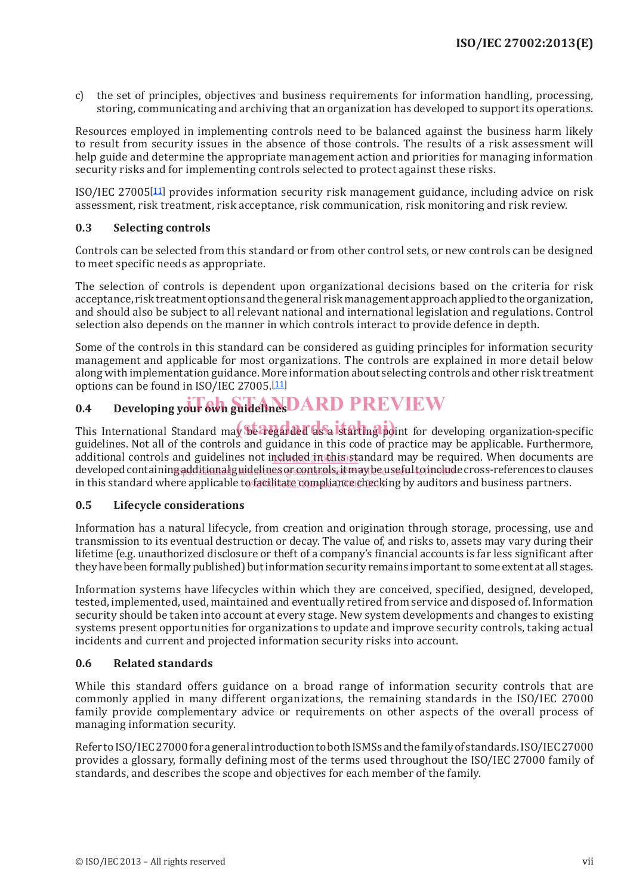c) the set of principles, objectives and business requirements for information handling, processing, storing, communicating and archiving that an organization has developed to support its operations.

Resources employed in implementing controls need to be balanced against the business harm likely to result from security issues in the absence of those controls. The results of a risk assessment will help guide and determine the appropriate management action and priorities for managing information security risks and for implementing controls selected to protect against these risks.

ISO/IEC 27005[11] provides information security risk management guidance, including advice on risk assessment, risk treatment, risk acceptance, risk communication, risk monitoring and risk review.

### 0.3 Selecting controls

Controls can be selected from this standard or from other control sets, or new controls can be designed to meet specific needs as appropriate.

The selection of controls is dependent upon organizational decisions based on the criteria for risk acceptance, risk treatment options and the general risk management approach applied to the organization, and should also be subject to all relevant national and international legislation and regulations. Control selection also depends on the manner in which controls interact to provide defence in depth.

Some of the controls in this standard can be considered as guiding principles for information security management and applicable for most organizations. The controls are explained in more detail below along with implementation guidance. More information about selecting controls and other risk treatment options can be found in ISO/IEC 27005.[11]

### 0.4 Developing your own guidelines

This International Standard may be regarded as a starting point for developing organization-specific guidelines. Not all of the controls and guidance in this code of practice may be applicable. Furthermore, additional controls and guidelines not included in this standard may be required. When documents are developed containing additional guidelines or controls, it may be useful to include cross-references to clauses in this standard where applicable to facilitate compliance checking by auditors and business partners.

### 0.5 Lifecycle considerations

Information has a natural lifecycle, from creation and origination through storage, processing, use and transmission to its eventual destruction or decay. The value of, and risks to, assets may vary during their lifetime (e.g. unauthorized disclosure or theft of a company's financial accounts is far less significant after they have been formally published) but information security remains important to some extent at all stages.

Information systems have lifecycles within which they are conceived, specified, designed, developed, tested, implemented, used, maintained and eventually retired from service and disposed of. Information security should be taken into account at every stage. New system developments and changes to existing systems present opportunities for organizations to update and improve security controls, taking actual incidents and current and projected information security risks into account.

### 0.6 Related standards

While this standard offers guidance on a broad range of information security controls that are commonly applied in many different organizations, the remaining standards in the ISO/IEC 27000 family provide complementary advice or requirements on other aspects of the overall process of managing information security.

Refer to ISO/IEC 27000 for a general introduction to both ISMSs and the family of standards. ISO/IEC 27000 provides a glossary, formally defining most of the terms used throughout the ISO/IEC 27000 family of standards, and describes the scope and objectives for each member of the family.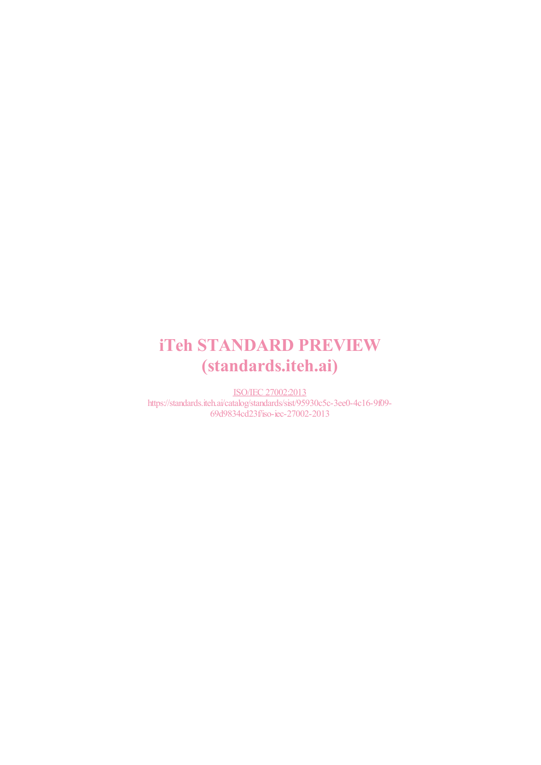iTeh STANDARD PREVIEW
(standards.iteh.ai)

ISO/IEC 27002:2013
https://standards.iteh.ai/catalog/standards/sist/95930c5c-3ee0-4c16-9f09-69d9834cd23f/iso-iec-27002-2013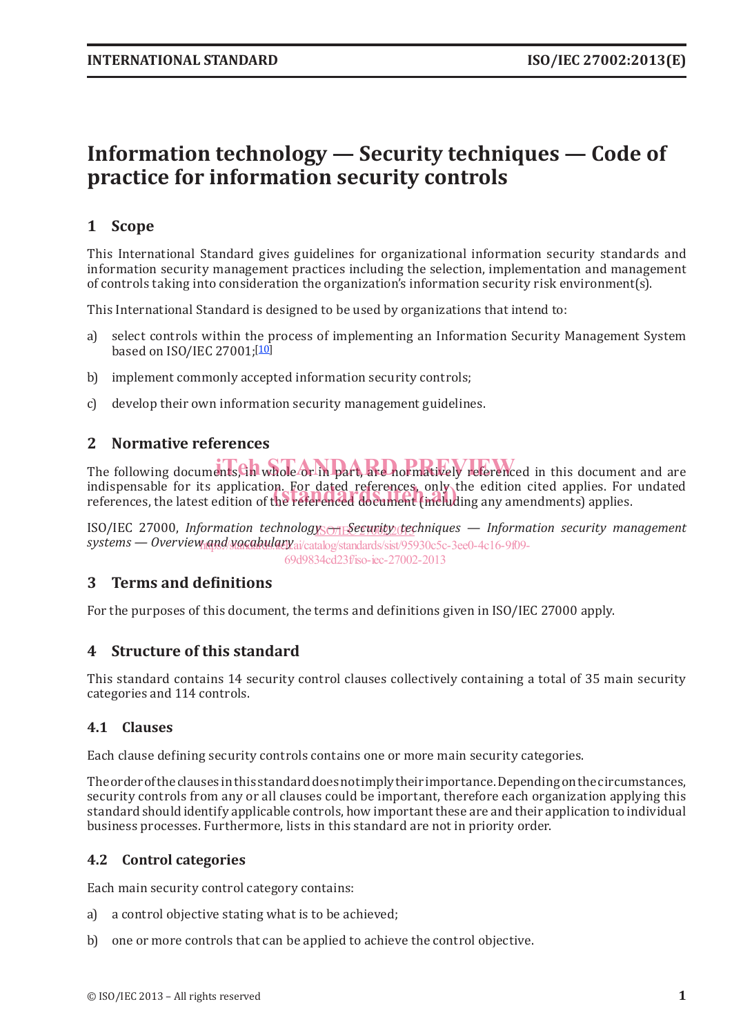# Information technology — Security techniques — Code of practice for information security controls

## 1 Scope

This International Standard gives guidelines for organizational information security standards and information security management practices including the selection, implementation and management of controls taking into consideration the organization's information security risk environment(s).

This International Standard is designed to be used by organizations that intend to:

a) select controls within the process of implementing an Information Security Management System based on ISO/IEC 27001;[10]

b) implement commonly accepted information security controls;

c) develop their own information security management guidelines.

## 2 Normative references

The following documents, in whole or in part, are normatively referenced in this document and are indispensable for its application. For dated references, only the edition cited applies. For undated references, the latest edition of the referenced document (including any amendments) applies.

ISO/IEC 27000, *Information technology — Security techniques — Information security management systems — Overview and vocabulary*

## 3 Terms and definitions

For the purposes of this document, the terms and definitions given in ISO/IEC 27000 apply.

## 4 Structure of this standard

This standard contains 14 security control clauses collectively containing a total of 35 main security categories and 114 controls.

### 4.1 Clauses

Each clause defining security controls contains one or more main security categories.

The order of the clauses in this standard does not imply their importance. Depending on the circumstances, security controls from any or all clauses could be important, therefore each organization applying this standard should identify applicable controls, how important these are and their application to individual business processes. Furthermore, lists in this standard are not in priority order.

### 4.2 Control categories

Each main security control category contains:

a) a control objective stating what is to be achieved;

b) one or more controls that can be applied to achieve the control objective.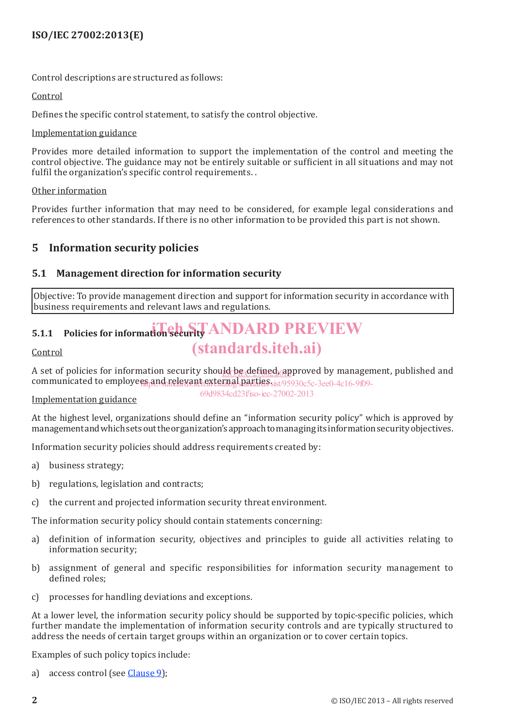Control descriptions are structured as follows:

Control

Defines the specific control statement, to satisfy the control objective.

Implementation guidance

Provides more detailed information to support the implementation of the control and meeting the control objective. The guidance may not be entirely suitable or sufficient in all situations and may not fulfil the organization's specific control requirements. .

Other information

Provides further information that may need to be considered, for example legal considerations and references to other standards. If there is no other information to be provided this part is not shown.

# 5 Information security policies

## 5.1 Management direction for information security

| Objective: To provide management direction and support for information security in accordance with business requirements and relevant laws and regulations. |
| --- |

### 5.1.1 Policies for information security

Control

A set of policies for information security should be defined, approved by management, published and communicated to employees and relevant external parties.

Implementation guidance

At the highest level, organizations should define an "information security policy" which is approved by management and which sets out the organization's approach to managing its information security objectives.

Information security policies should address requirements created by:

a) business strategy;

b) regulations, legislation and contracts;

c) the current and projected information security threat environment.

The information security policy should contain statements concerning:

a) definition of information security, objectives and principles to guide all activities relating to information security;

b) assignment of general and specific responsibilities for information security management to defined roles;

c) processes for handling deviations and exceptions.

At a lower level, the information security policy should be supported by topic-specific policies, which further mandate the implementation of information security controls and are typically structured to address the needs of certain target groups within an organization or to cover certain topics.

Examples of such policy topics include:

a) access control (see Clause 9);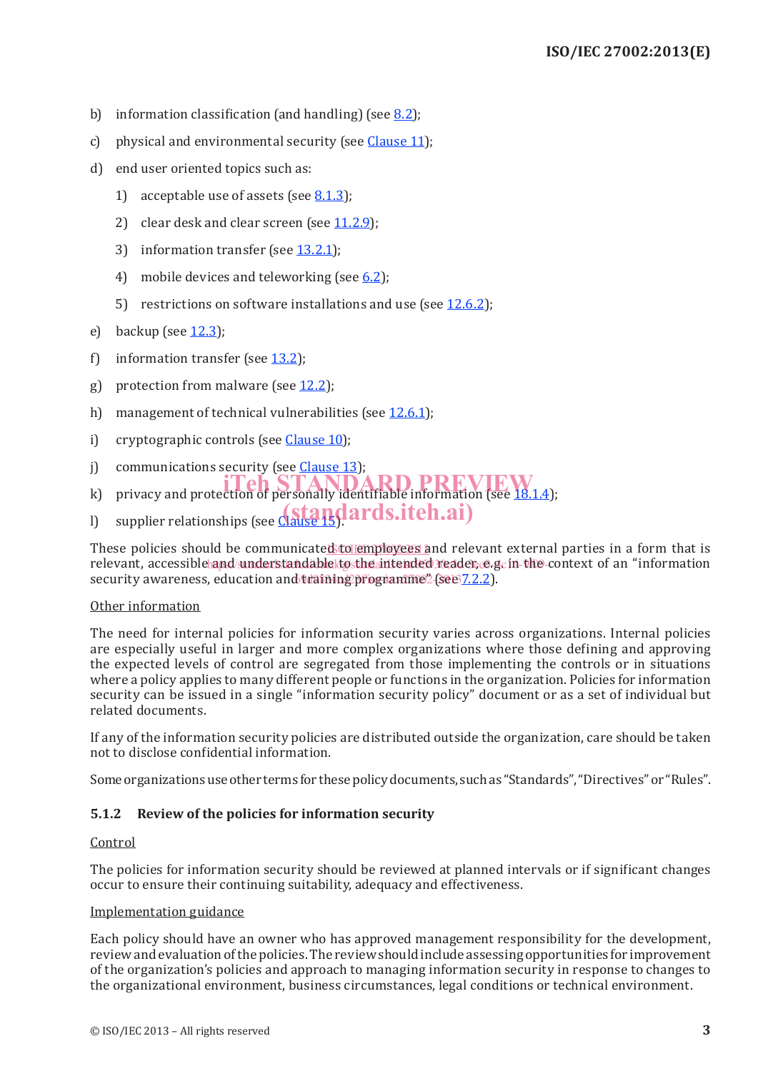b) information classification (and handling) (see 8.2);

c) physical and environmental security (see Clause 11);

d) end user oriented topics such as:

   1) acceptable use of assets (see 8.1.3);

   2) clear desk and clear screen (see 11.2.9);

   3) information transfer (see 13.2.1);

   4) mobile devices and teleworking (see 6.2);

   5) restrictions on software installations and use (see 12.6.2);

e) backup (see 12.3);

f) information transfer (see 13.2);

g) protection from malware (see 12.2);

h) management of technical vulnerabilities (see 12.6.1);

i) cryptographic controls (see Clause 10);

j) communications security (see Clause 13);

k) privacy and protection of personally identifiable information (see 18.1.4);

l) supplier relationships (see Clause 15).

These policies should be communicated to employees and relevant external parties in a form that is relevant, accessible and understandable to the intended reader, e.g. in the context of an "information security awareness, education and training programme" (see 7.2.2).

Other information

The need for internal policies for information security varies across organizations. Internal policies are especially useful in larger and more complex organizations where those defining and approving the expected levels of control are segregated from those implementing the controls or in situations where a policy applies to many different people or functions in the organization. Policies for information security can be issued in a single "information security policy" document or as a set of individual but related documents.

If any of the information security policies are distributed outside the organization, care should be taken not to disclose confidential information.

Some organizations use other terms for these policy documents, such as "Standards", "Directives" or "Rules".

### 5.1.2 Review of the policies for information security

Control

The policies for information security should be reviewed at planned intervals or if significant changes occur to ensure their continuing suitability, adequacy and effectiveness.

Implementation guidance

Each policy should have an owner who has approved management responsibility for the development, review and evaluation of the policies. The review should include assessing opportunities for improvement of the organization's policies and approach to managing information security in response to changes to the organizational environment, business circumstances, legal conditions or technical environment.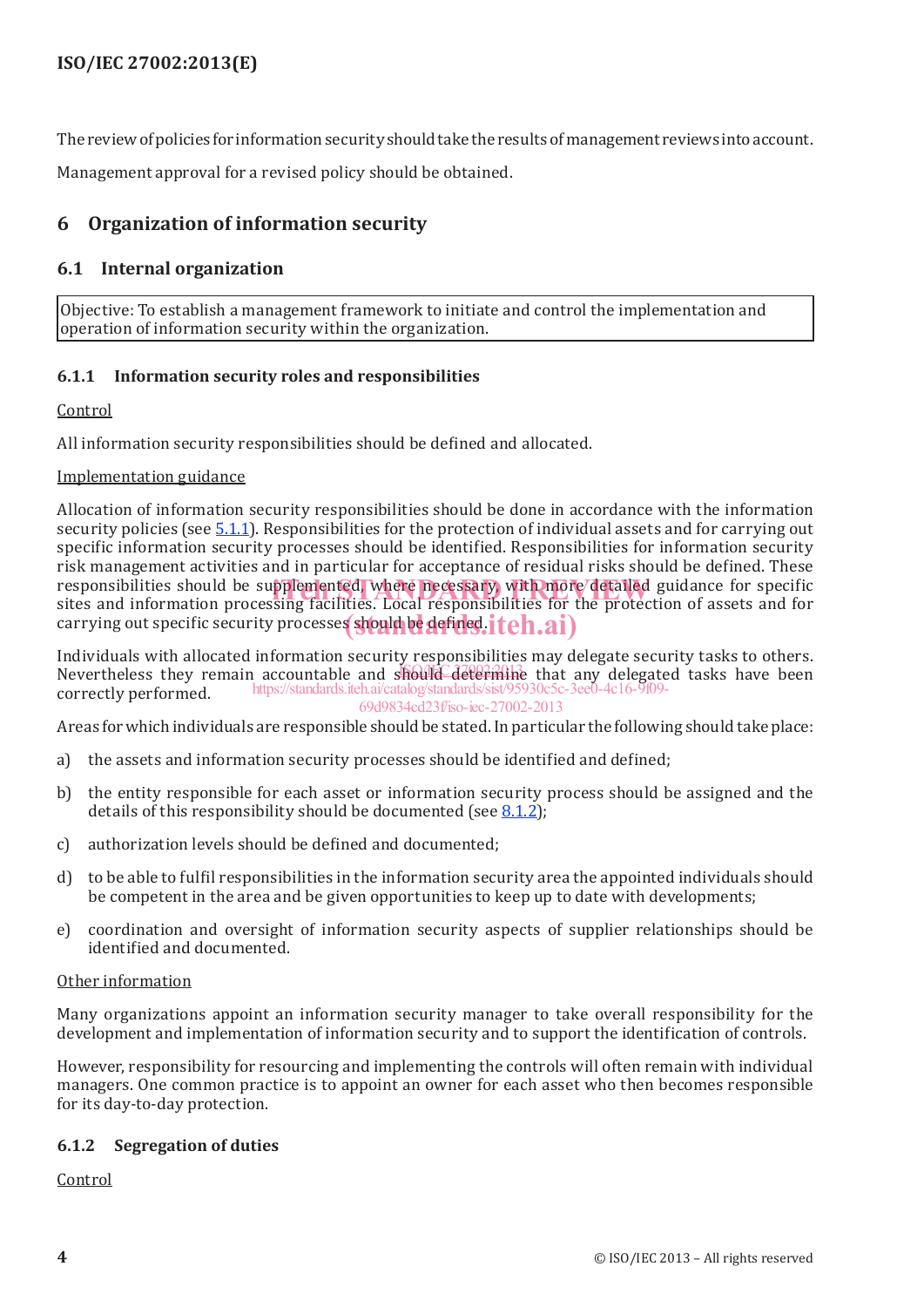The review of policies for information security should take the results of management reviews into account.

Management approval for a revised policy should be obtained.

# 6 Organization of information security

## 6.1 Internal organization

| |
|---|
| Objective: To establish a management framework to initiate and control the implementation and operation of information security within the organization. |

### 6.1.1 Information security roles and responsibilities

Control

All information security responsibilities should be defined and allocated.

Implementation guidance

Allocation of information security responsibilities should be done in accordance with the information security policies (see 5.1.1). Responsibilities for the protection of individual assets and for carrying out specific information security processes should be identified. Responsibilities for information security risk management activities and in particular for acceptance of residual risks should be defined. These responsibilities should be supplemented, where necessary, with more detailed guidance for specific sites and information processing facilities. Local responsibilities for the protection of assets and for carrying out specific security processes should be defined.

Individuals with allocated information security responsibilities may delegate security tasks to others. Nevertheless they remain accountable and should determine that any delegated tasks have been correctly performed.

Areas for which individuals are responsible should be stated. In particular the following should take place:

a) the assets and information security processes should be identified and defined;

b) the entity responsible for each asset or information security process should be assigned and the details of this responsibility should be documented (see 8.1.2);

c) authorization levels should be defined and documented;

d) to be able to fulfil responsibilities in the information security area the appointed individuals should be competent in the area and be given opportunities to keep up to date with developments;

e) coordination and oversight of information security aspects of supplier relationships should be identified and documented.

Other information

Many organizations appoint an information security manager to take overall responsibility for the development and implementation of information security and to support the identification of controls.

However, responsibility for resourcing and implementing the controls will often remain with individual managers. One common practice is to appoint an owner for each asset who then becomes responsible for its day-to-day protection.

### 6.1.2 Segregation of duties

Control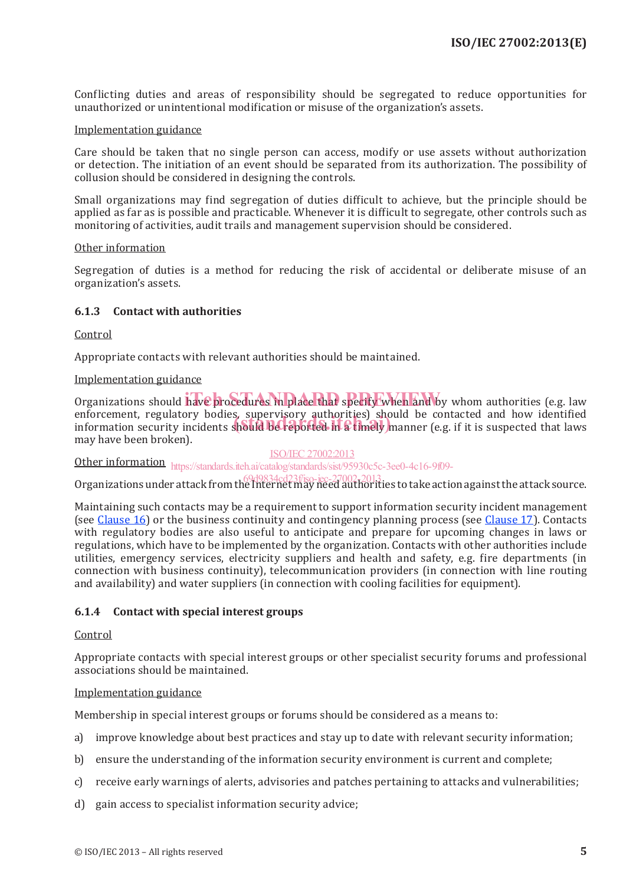Conflicting duties and areas of responsibility should be segregated to reduce opportunities for unauthorized or unintentional modification or misuse of the organization's assets.

Implementation guidance

Care should be taken that no single person can access, modify or use assets without authorization or detection. The initiation of an event should be separated from its authorization. The possibility of collusion should be considered in designing the controls.

Small organizations may find segregation of duties difficult to achieve, but the principle should be applied as far as is possible and practicable. Whenever it is difficult to segregate, other controls such as monitoring of activities, audit trails and management supervision should be considered.

Other information

Segregation of duties is a method for reducing the risk of accidental or deliberate misuse of an organization's assets.

### 6.1.3 Contact with authorities

Control

Appropriate contacts with relevant authorities should be maintained.

Implementation guidance

Organizations should have procedures in place that specify when and by whom authorities (e.g. law enforcement, regulatory bodies, supervisory authorities) should be contacted and how identified information security incidents should be reported in a timely manner (e.g. if it is suspected that laws may have been broken).

Other information

Organizations under attack from the Internet may need authorities to take action against the attack source.

Maintaining such contacts may be a requirement to support information security incident management (see Clause 16) or the business continuity and contingency planning process (see Clause 17). Contacts with regulatory bodies are also useful to anticipate and prepare for upcoming changes in laws or regulations, which have to be implemented by the organization. Contacts with other authorities include utilities, emergency services, electricity suppliers and health and safety, e.g. fire departments (in connection with business continuity), telecommunication providers (in connection with line routing and availability) and water suppliers (in connection with cooling facilities for equipment).

### 6.1.4 Contact with special interest groups

Control

Appropriate contacts with special interest groups or other specialist security forums and professional associations should be maintained.

Implementation guidance

Membership in special interest groups or forums should be considered as a means to:

a) improve knowledge about best practices and stay up to date with relevant security information;

b) ensure the understanding of the information security environment is current and complete;

c) receive early warnings of alerts, advisories and patches pertaining to attacks and vulnerabilities;

d) gain access to specialist information security advice;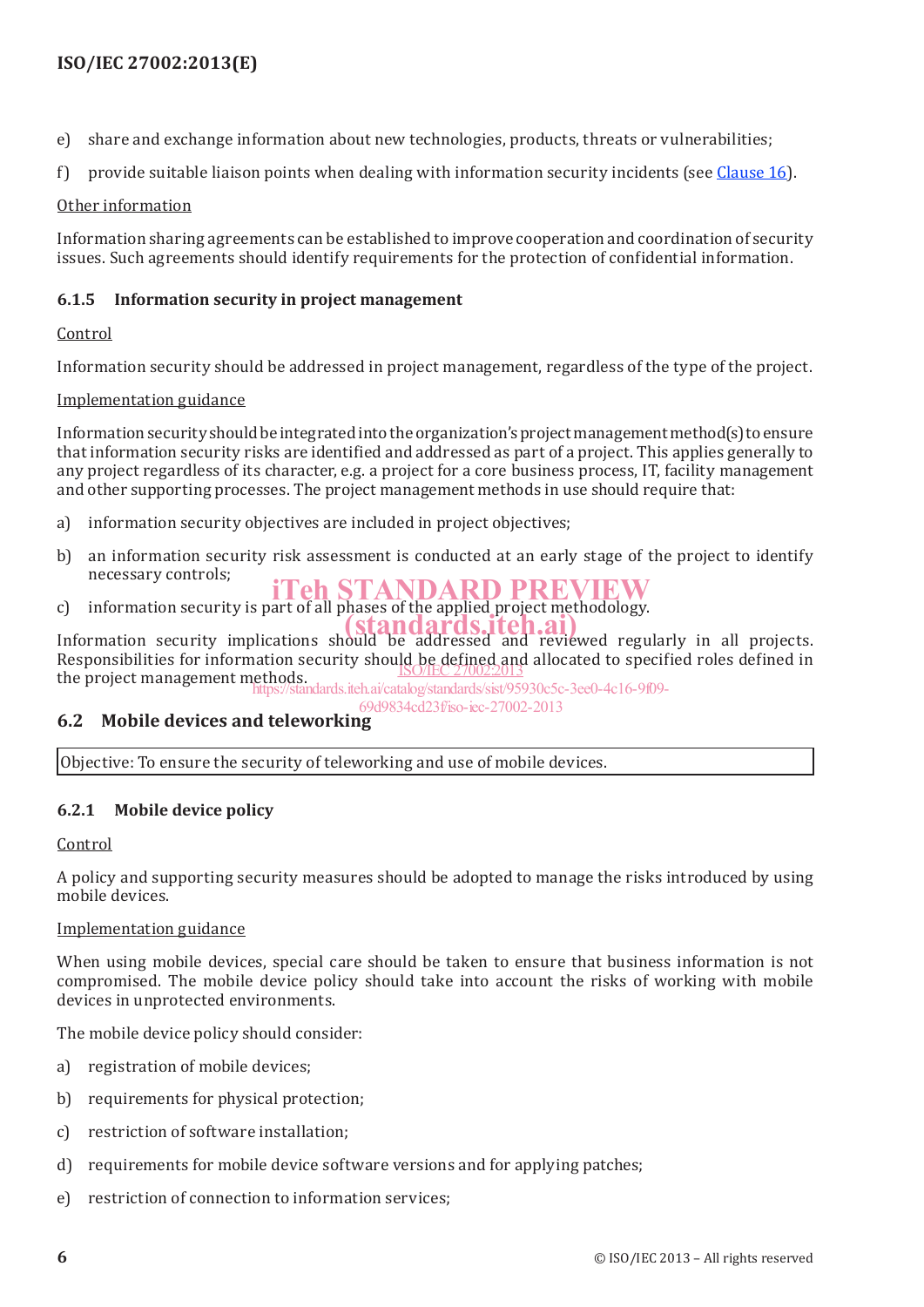e) share and exchange information about new technologies, products, threats or vulnerabilities;

f) provide suitable liaison points when dealing with information security incidents (see Clause 16).

Other information

Information sharing agreements can be established to improve cooperation and coordination of security issues. Such agreements should identify requirements for the protection of confidential information.

### 6.1.5 Information security in project management

Control

Information security should be addressed in project management, regardless of the type of the project.

Implementation guidance

Information security should be integrated into the organization's project management method(s) to ensure that information security risks are identified and addressed as part of a project. This applies generally to any project regardless of its character, e.g. a project for a core business process, IT, facility management and other supporting processes. The project management methods in use should require that:

a) information security objectives are included in project objectives;

b) an information security risk assessment is conducted at an early stage of the project to identify necessary controls;

c) information security is part of all phases of the applied project methodology.

Information security implications should be addressed and reviewed regularly in all projects. Responsibilities for information security should be defined and allocated to specified roles defined in the project management methods.

## 6.2 Mobile devices and teleworking

| Objective: To ensure the security of teleworking and use of mobile devices. |
|---|

### 6.2.1 Mobile device policy

Control

A policy and supporting security measures should be adopted to manage the risks introduced by using mobile devices.

Implementation guidance

When using mobile devices, special care should be taken to ensure that business information is not compromised. The mobile device policy should take into account the risks of working with mobile devices in unprotected environments.

The mobile device policy should consider:

a) registration of mobile devices;

b) requirements for physical protection;

c) restriction of software installation;

d) requirements for mobile device software versions and for applying patches;

e) restriction of connection to information services;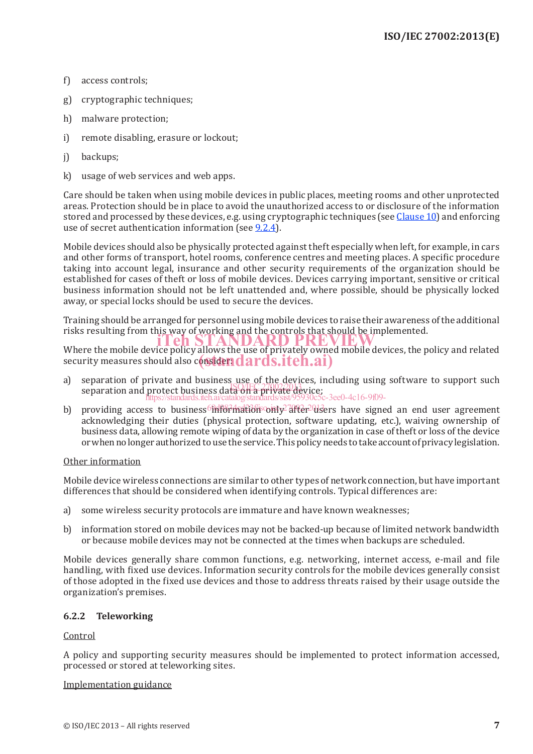f) access controls;

g) cryptographic techniques;

h) malware protection;

i) remote disabling, erasure or lockout;

j) backups;

k) usage of web services and web apps.

Care should be taken when using mobile devices in public places, meeting rooms and other unprotected areas. Protection should be in place to avoid the unauthorized access to or disclosure of the information stored and processed by these devices, e.g. using cryptographic techniques (see Clause 10) and enforcing use of secret authentication information (see 9.2.4).

Mobile devices should also be physically protected against theft especially when left, for example, in cars and other forms of transport, hotel rooms, conference centres and meeting places. A specific procedure taking into account legal, insurance and other security requirements of the organization should be established for cases of theft or loss of mobile devices. Devices carrying important, sensitive or critical business information should not be left unattended and, where possible, should be physically locked away, or special locks should be used to secure the devices.

Training should be arranged for personnel using mobile devices to raise their awareness of the additional risks resulting from this way of working and the controls that should be implemented.

Where the mobile device policy allows the use of privately owned mobile devices, the policy and related security measures should also consider:

a) separation of private and business use of the devices, including using software to support such separation and protect business data on a private device;

b) providing access to business information only after users have signed an end user agreement acknowledging their duties (physical protection, software updating, etc.), waiving ownership of business data, allowing remote wiping of data by the organization in case of theft or loss of the device or when no longer authorized to use the service. This policy needs to take account of privacy legislation.

Other information

Mobile device wireless connections are similar to other types of network connection, but have important differences that should be considered when identifying controls. Typical differences are:

a) some wireless security protocols are immature and have known weaknesses;

b) information stored on mobile devices may not be backed-up because of limited network bandwidth or because mobile devices may not be connected at the times when backups are scheduled.

Mobile devices generally share common functions, e.g. networking, internet access, e-mail and file handling, with fixed use devices. Information security controls for the mobile devices generally consist of those adopted in the fixed use devices and those to address threats raised by their usage outside the organization's premises.

### 6.2.2 Teleworking

Control

A policy and supporting security measures should be implemented to protect information accessed, processed or stored at teleworking sites.

Implementation guidance